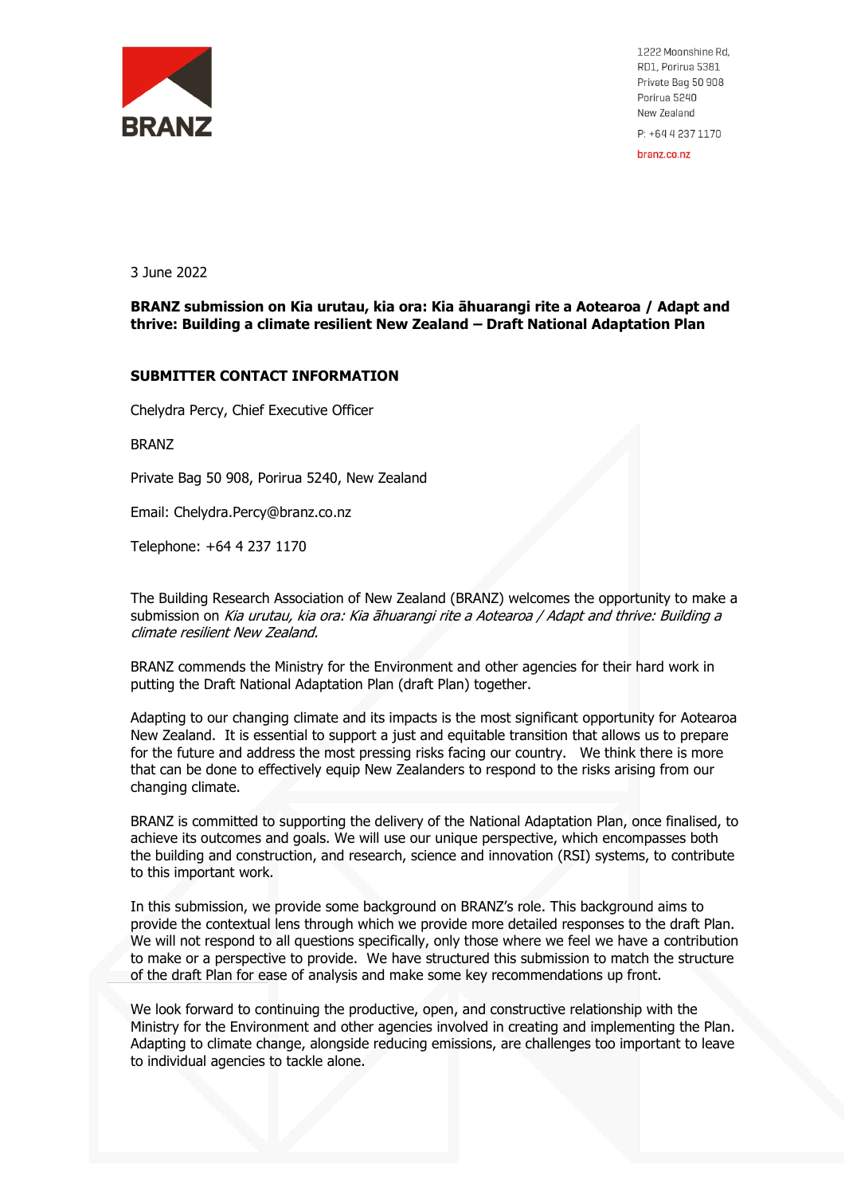BRANZ

1222 Moonshine Rd,
RD1, Porirua 5381
Private Bag 50 908
Porirua 5240
New Zealand

P: +64 4 237 1170

branz.co.nz

3 June 2022

**BRANZ submission on Kia urutau, kia ora: Kia āhuarangi rite a Aotearoa / Adapt and thrive: Building a climate resilient New Zealand – Draft National Adaptation Plan**

**SUBMITTER CONTACT INFORMATION**

Chelydra Percy, Chief Executive Officer

BRANZ

Private Bag 50 908, Porirua 5240, New Zealand

Email: Chelydra.Percy@branz.co.nz

Telephone: +64 4 237 1170

The Building Research Association of New Zealand (BRANZ) welcomes the opportunity to make a submission on *Kia urutau, kia ora: Kia āhuarangi rite a Aotearoa / Adapt and thrive: Building a climate resilient New Zealand.*

BRANZ commends the Ministry for the Environment and other agencies for their hard work in putting the Draft National Adaptation Plan (draft Plan) together.

Adapting to our changing climate and its impacts is the most significant opportunity for Aotearoa New Zealand. It is essential to support a just and equitable transition that allows us to prepare for the future and address the most pressing risks facing our country. We think there is more that can be done to effectively equip New Zealanders to respond to the risks arising from our changing climate.

BRANZ is committed to supporting the delivery of the National Adaptation Plan, once finalised, to achieve its outcomes and goals. We will use our unique perspective, which encompasses both the building and construction, and research, science and innovation (RSI) systems, to contribute to this important work.

In this submission, we provide some background on BRANZ's role. This background aims to provide the contextual lens through which we provide more detailed responses to the draft Plan. We will not respond to all questions specifically, only those where we feel we have a contribution to make or a perspective to provide. We have structured this submission to match the structure of the draft Plan for ease of analysis and make some key recommendations up front.

We look forward to continuing the productive, open, and constructive relationship with the Ministry for the Environment and other agencies involved in creating and implementing the Plan. Adapting to climate change, alongside reducing emissions, are challenges too important to leave to individual agencies to tackle alone.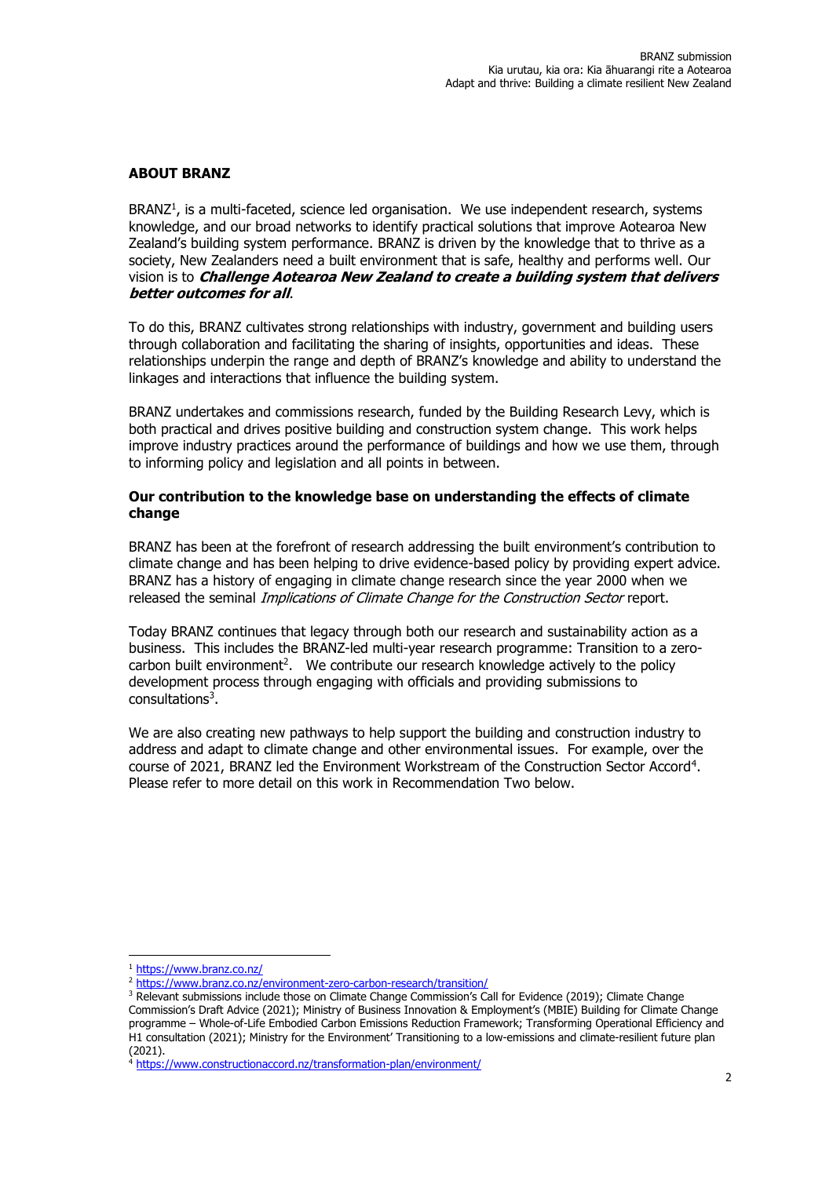## ABOUT BRANZ

BRANZ[1], is a multi-faceted, science led organisation. We use independent research, systems knowledge, and our broad networks to identify practical solutions that improve Aotearoa New Zealand's building system performance. BRANZ is driven by the knowledge that to thrive as a society, New Zealanders need a built environment that is safe, healthy and performs well. Our vision is to ***Challenge Aotearoa New Zealand to create a building system that delivers better outcomes for all***.

To do this, BRANZ cultivates strong relationships with industry, government and building users through collaboration and facilitating the sharing of insights, opportunities and ideas. These relationships underpin the range and depth of BRANZ's knowledge and ability to understand the linkages and interactions that influence the building system.

BRANZ undertakes and commissions research, funded by the Building Research Levy, which is both practical and drives positive building and construction system change. This work helps improve industry practices around the performance of buildings and how we use them, through to informing policy and legislation and all points in between.

### Our contribution to the knowledge base on understanding the effects of climate change

BRANZ has been at the forefront of research addressing the built environment's contribution to climate change and has been helping to drive evidence-based policy by providing expert advice. BRANZ has a history of engaging in climate change research since the year 2000 when we released the seminal *Implications of Climate Change for the Construction Sector* report.

Today BRANZ continues that legacy through both our research and sustainability action as a business. This includes the BRANZ-led multi-year research programme: Transition to a zero-carbon built environment[2]. We contribute our research knowledge actively to the policy development process through engaging with officials and providing submissions to consultations[3].

We are also creating new pathways to help support the building and construction industry to address and adapt to climate change and other environmental issues. For example, over the course of 2021, BRANZ led the Environment Workstream of the Construction Sector Accord[4]. Please refer to more detail on this work in Recommendation Two below.

---

[1] https://www.branz.co.nz/

[2] https://www.branz.co.nz/environment-zero-carbon-research/transition/

[3] Relevant submissions include those on Climate Change Commission's Call for Evidence (2019); Climate Change Commission's Draft Advice (2021); Ministry of Business Innovation & Employment's (MBIE) Building for Climate Change programme – Whole-of-Life Embodied Carbon Emissions Reduction Framework; Transforming Operational Efficiency and H1 consultation (2021); Ministry for the Environment' Transitioning to a low-emissions and climate-resilient future plan (2021).

[4] https://www.constructionaccord.nz/transformation-plan/environment/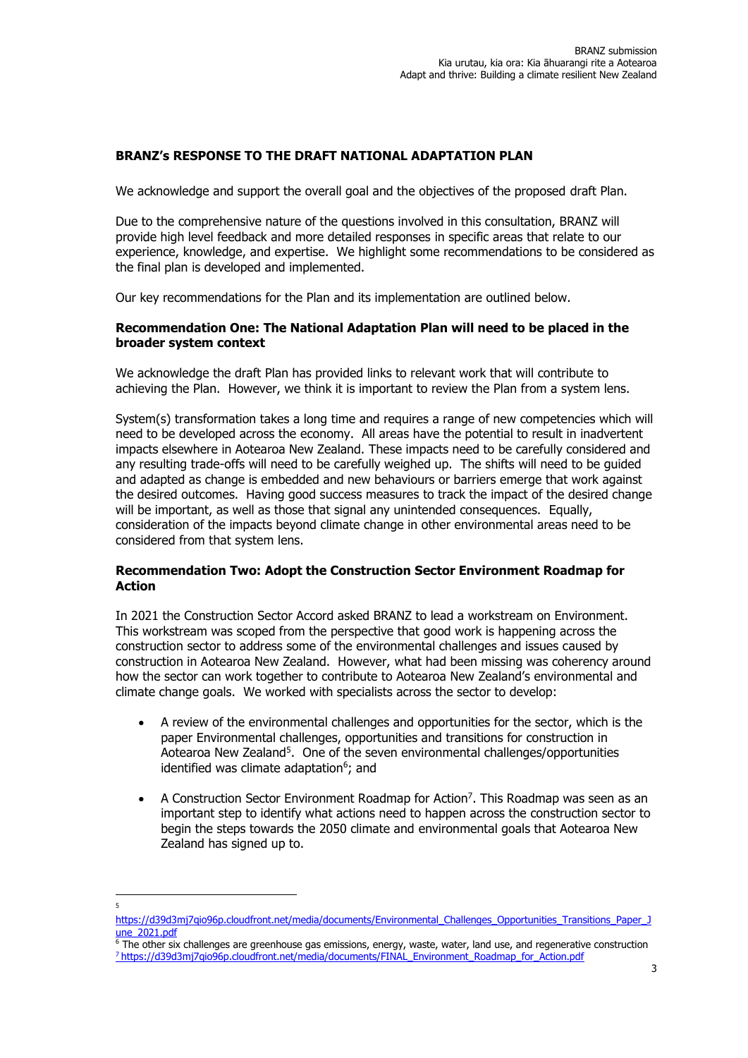## BRANZ's RESPONSE TO THE DRAFT NATIONAL ADAPTATION PLAN

We acknowledge and support the overall goal and the objectives of the proposed draft Plan.

Due to the comprehensive nature of the questions involved in this consultation, BRANZ will provide high level feedback and more detailed responses in specific areas that relate to our experience, knowledge, and expertise. We highlight some recommendations to be considered as the final plan is developed and implemented.

Our key recommendations for the Plan and its implementation are outlined below.

### Recommendation One: The National Adaptation Plan will need to be placed in the broader system context

We acknowledge the draft Plan has provided links to relevant work that will contribute to achieving the Plan. However, we think it is important to review the Plan from a system lens.

System(s) transformation takes a long time and requires a range of new competencies which will need to be developed across the economy. All areas have the potential to result in inadvertent impacts elsewhere in Aotearoa New Zealand. These impacts need to be carefully considered and any resulting trade-offs will need to be carefully weighed up. The shifts will need to be guided and adapted as change is embedded and new behaviours or barriers emerge that work against the desired outcomes. Having good success measures to track the impact of the desired change will be important, as well as those that signal any unintended consequences. Equally, consideration of the impacts beyond climate change in other environmental areas need to be considered from that system lens.

### Recommendation Two: Adopt the Construction Sector Environment Roadmap for Action

In 2021 the Construction Sector Accord asked BRANZ to lead a workstream on Environment. This workstream was scoped from the perspective that good work is happening across the construction sector to address some of the environmental challenges and issues caused by construction in Aotearoa New Zealand. However, what had been missing was coherency around how the sector can work together to contribute to Aotearoa New Zealand's environmental and climate change goals. We worked with specialists across the sector to develop:

- A review of the environmental challenges and opportunities for the sector, which is the paper Environmental challenges, opportunities and transitions for construction in Aotearoa New Zealand[5]. One of the seven environmental challenges/opportunities identified was climate adaptation[6]; and
- A Construction Sector Environment Roadmap for Action[7]. This Roadmap was seen as an important step to identify what actions need to happen across the construction sector to begin the steps towards the 2050 climate and environmental goals that Aotearoa New Zealand has signed up to.

---

[5] https://d39d3mj7qio96p.cloudfront.net/media/documents/Environmental_Challenges_Opportunities_Transitions_Paper_June_2021.pdf

[6] The other six challenges are greenhouse gas emissions, energy, waste, water, land use, and regenerative construction

[7] https://d39d3mj7qio96p.cloudfront.net/media/documents/FINAL_Environment_Roadmap_for_Action.pdf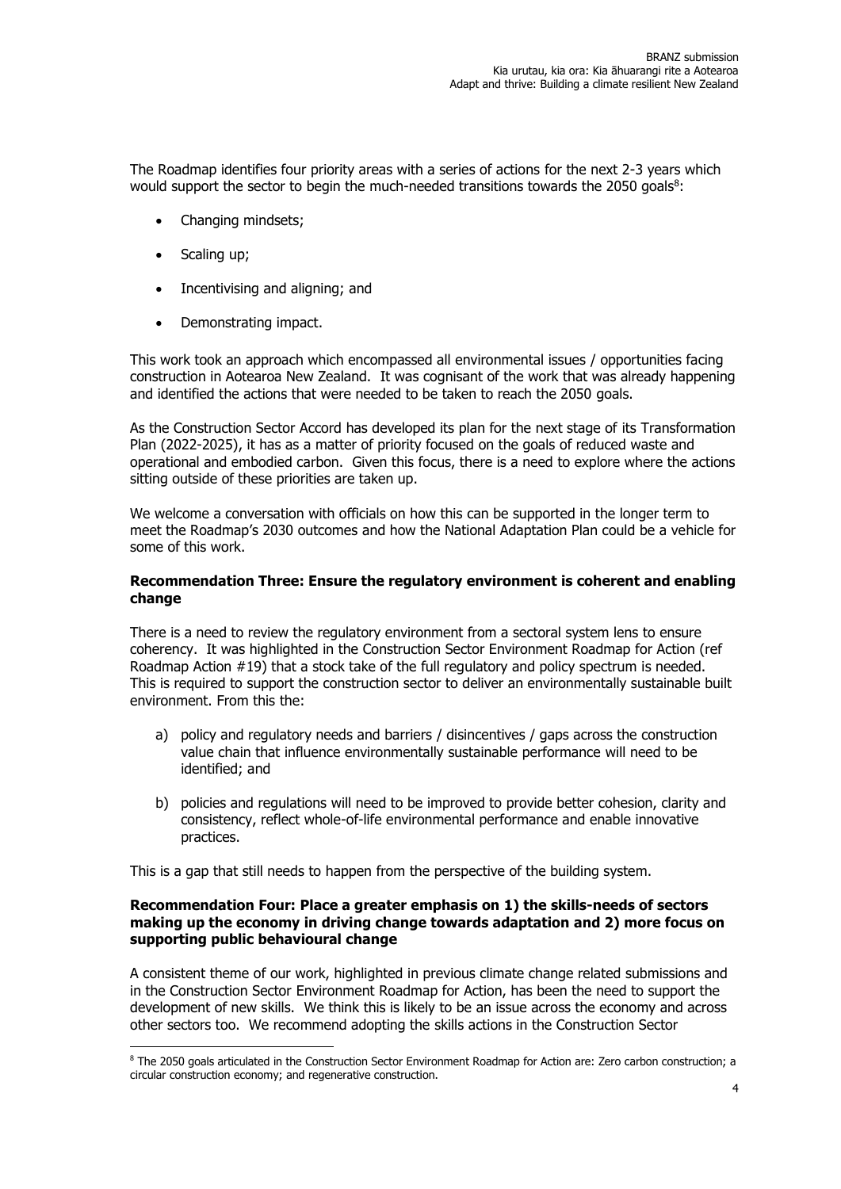The Roadmap identifies four priority areas with a series of actions for the next 2-3 years which would support the sector to begin the much-needed transitions towards the 2050 goals[8]:

- Changing mindsets;
- Scaling up;
- Incentivising and aligning; and
- Demonstrating impact.

This work took an approach which encompassed all environmental issues / opportunities facing construction in Aotearoa New Zealand. It was cognisant of the work that was already happening and identified the actions that were needed to be taken to reach the 2050 goals.

As the Construction Sector Accord has developed its plan for the next stage of its Transformation Plan (2022-2025), it has as a matter of priority focused on the goals of reduced waste and operational and embodied carbon. Given this focus, there is a need to explore where the actions sitting outside of these priorities are taken up.

We welcome a conversation with officials on how this can be supported in the longer term to meet the Roadmap's 2030 outcomes and how the National Adaptation Plan could be a vehicle for some of this work.

**Recommendation Three: Ensure the regulatory environment is coherent and enabling change**

There is a need to review the regulatory environment from a sectoral system lens to ensure coherency. It was highlighted in the Construction Sector Environment Roadmap for Action (ref Roadmap Action #19) that a stock take of the full regulatory and policy spectrum is needed. This is required to support the construction sector to deliver an environmentally sustainable built environment. From this the:

a) policy and regulatory needs and barriers / disincentives / gaps across the construction value chain that influence environmentally sustainable performance will need to be identified; and

b) policies and regulations will need to be improved to provide better cohesion, clarity and consistency, reflect whole-of-life environmental performance and enable innovative practices.

This is a gap that still needs to happen from the perspective of the building system.

**Recommendation Four: Place a greater emphasis on 1) the skills-needs of sectors making up the economy in driving change towards adaptation and 2) more focus on supporting public behavioural change**

A consistent theme of our work, highlighted in previous climate change related submissions and in the Construction Sector Environment Roadmap for Action, has been the need to support the development of new skills. We think this is likely to be an issue across the economy and across other sectors too. We recommend adopting the skills actions in the Construction Sector

[8] The 2050 goals articulated in the Construction Sector Environment Roadmap for Action are: Zero carbon construction; a circular construction economy; and regenerative construction.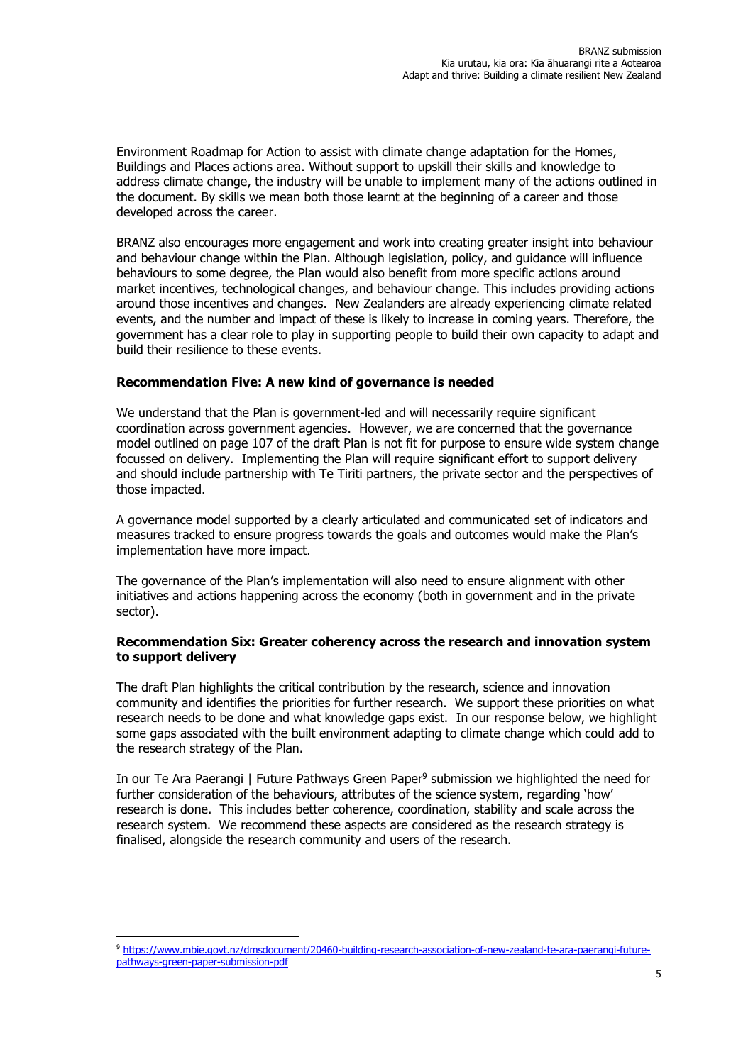Environment Roadmap for Action to assist with climate change adaptation for the Homes, Buildings and Places actions area. Without support to upskill their skills and knowledge to address climate change, the industry will be unable to implement many of the actions outlined in the document. By skills we mean both those learnt at the beginning of a career and those developed across the career.

BRANZ also encourages more engagement and work into creating greater insight into behaviour and behaviour change within the Plan. Although legislation, policy, and guidance will influence behaviours to some degree, the Plan would also benefit from more specific actions around market incentives, technological changes, and behaviour change. This includes providing actions around those incentives and changes. New Zealanders are already experiencing climate related events, and the number and impact of these is likely to increase in coming years. Therefore, the government has a clear role to play in supporting people to build their own capacity to adapt and build their resilience to these events.

**Recommendation Five: A new kind of governance is needed**

We understand that the Plan is government-led and will necessarily require significant coordination across government agencies. However, we are concerned that the governance model outlined on page 107 of the draft Plan is not fit for purpose to ensure wide system change focussed on delivery. Implementing the Plan will require significant effort to support delivery and should include partnership with Te Tiriti partners, the private sector and the perspectives of those impacted.

A governance model supported by a clearly articulated and communicated set of indicators and measures tracked to ensure progress towards the goals and outcomes would make the Plan's implementation have more impact.

The governance of the Plan's implementation will also need to ensure alignment with other initiatives and actions happening across the economy (both in government and in the private sector).

**Recommendation Six: Greater coherency across the research and innovation system to support delivery**

The draft Plan highlights the critical contribution by the research, science and innovation community and identifies the priorities for further research. We support these priorities on what research needs to be done and what knowledge gaps exist. In our response below, we highlight some gaps associated with the built environment adapting to climate change which could add to the research strategy of the Plan.

In our Te Ara Paerangi | Future Pathways Green Paper[9] submission we highlighted the need for further consideration of the behaviours, attributes of the science system, regarding 'how' research is done. This includes better coherence, coordination, stability and scale across the research system. We recommend these aspects are considered as the research strategy is finalised, alongside the research community and users of the research.

[9] https://www.mbie.govt.nz/dmsdocument/20460-building-research-association-of-new-zealand-te-ara-paerangi-future-pathways-green-paper-submission-pdf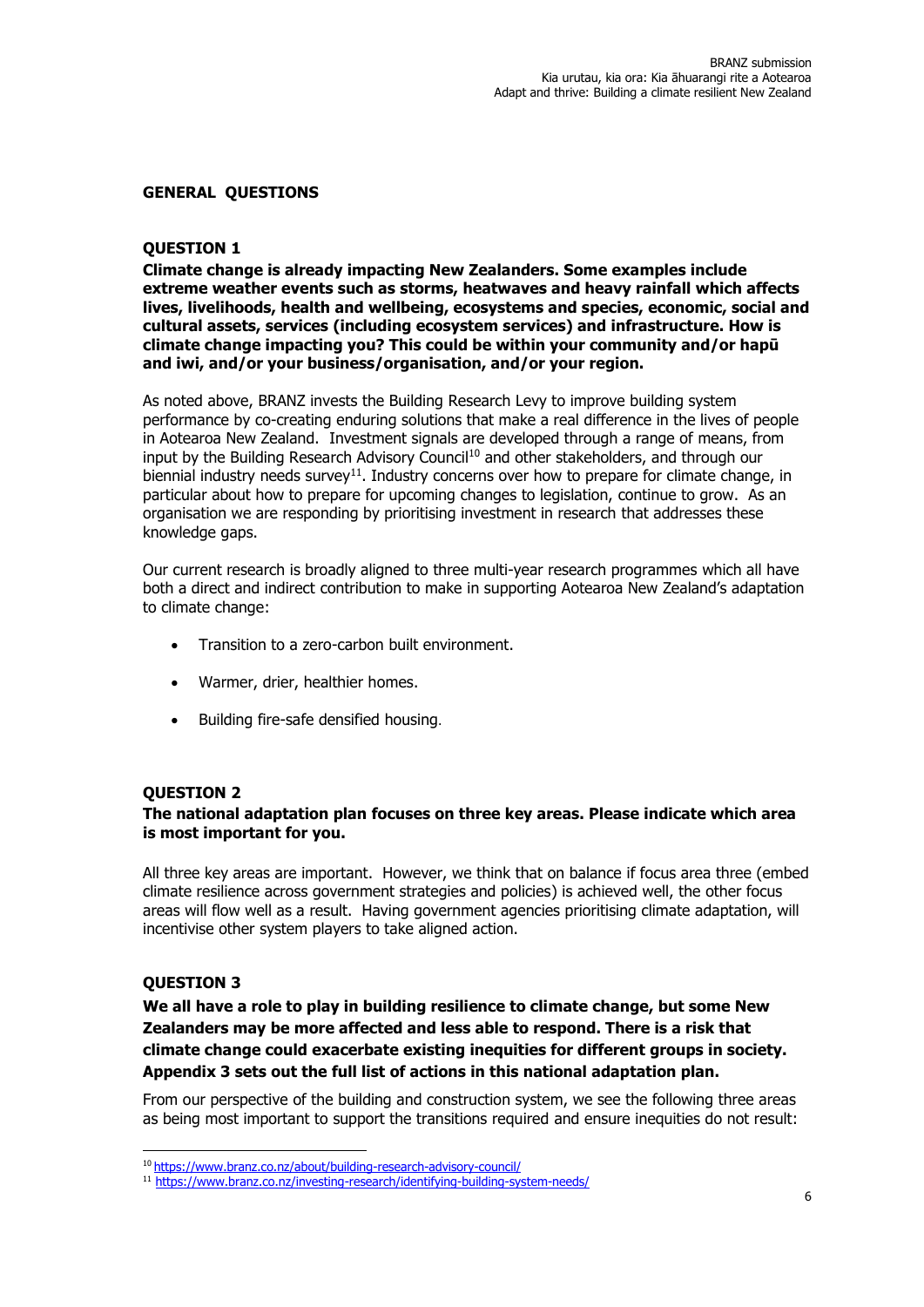## GENERAL QUESTIONS

### QUESTION 1

**Climate change is already impacting New Zealanders. Some examples include extreme weather events such as storms, heatwaves and heavy rainfall which affects lives, livelihoods, health and wellbeing, ecosystems and species, economic, social and cultural assets, services (including ecosystem services) and infrastructure. How is climate change impacting you? This could be within your community and/or hapū and iwi, and/or your business/organisation, and/or your region.**

As noted above, BRANZ invests the Building Research Levy to improve building system performance by co-creating enduring solutions that make a real difference in the lives of people in Aotearoa New Zealand. Investment signals are developed through a range of means, from input by the Building Research Advisory Council[10] and other stakeholders, and through our biennial industry needs survey[11]. Industry concerns over how to prepare for climate change, in particular about how to prepare for upcoming changes to legislation, continue to grow. As an organisation we are responding by prioritising investment in research that addresses these knowledge gaps.

Our current research is broadly aligned to three multi-year research programmes which all have both a direct and indirect contribution to make in supporting Aotearoa New Zealand's adaptation to climate change:

- Transition to a zero-carbon built environment.
- Warmer, drier, healthier homes.
- Building fire-safe densified housing.

### QUESTION 2

**The national adaptation plan focuses on three key areas. Please indicate which area is most important for you.**

All three key areas are important. However, we think that on balance if focus area three (embed climate resilience across government strategies and policies) is achieved well, the other focus areas will flow well as a result. Having government agencies prioritising climate adaptation, will incentivise other system players to take aligned action.

### QUESTION 3

**We all have a role to play in building resilience to climate change, but some New Zealanders may be more affected and less able to respond. There is a risk that climate change could exacerbate existing inequities for different groups in society. Appendix 3 sets out the full list of actions in this national adaptation plan.**

From our perspective of the building and construction system, we see the following three areas as being most important to support the transitions required and ensure inequities do not result:

[10] https://www.branz.co.nz/about/building-research-advisory-council/

[11] https://www.branz.co.nz/investing-research/identifying-building-system-needs/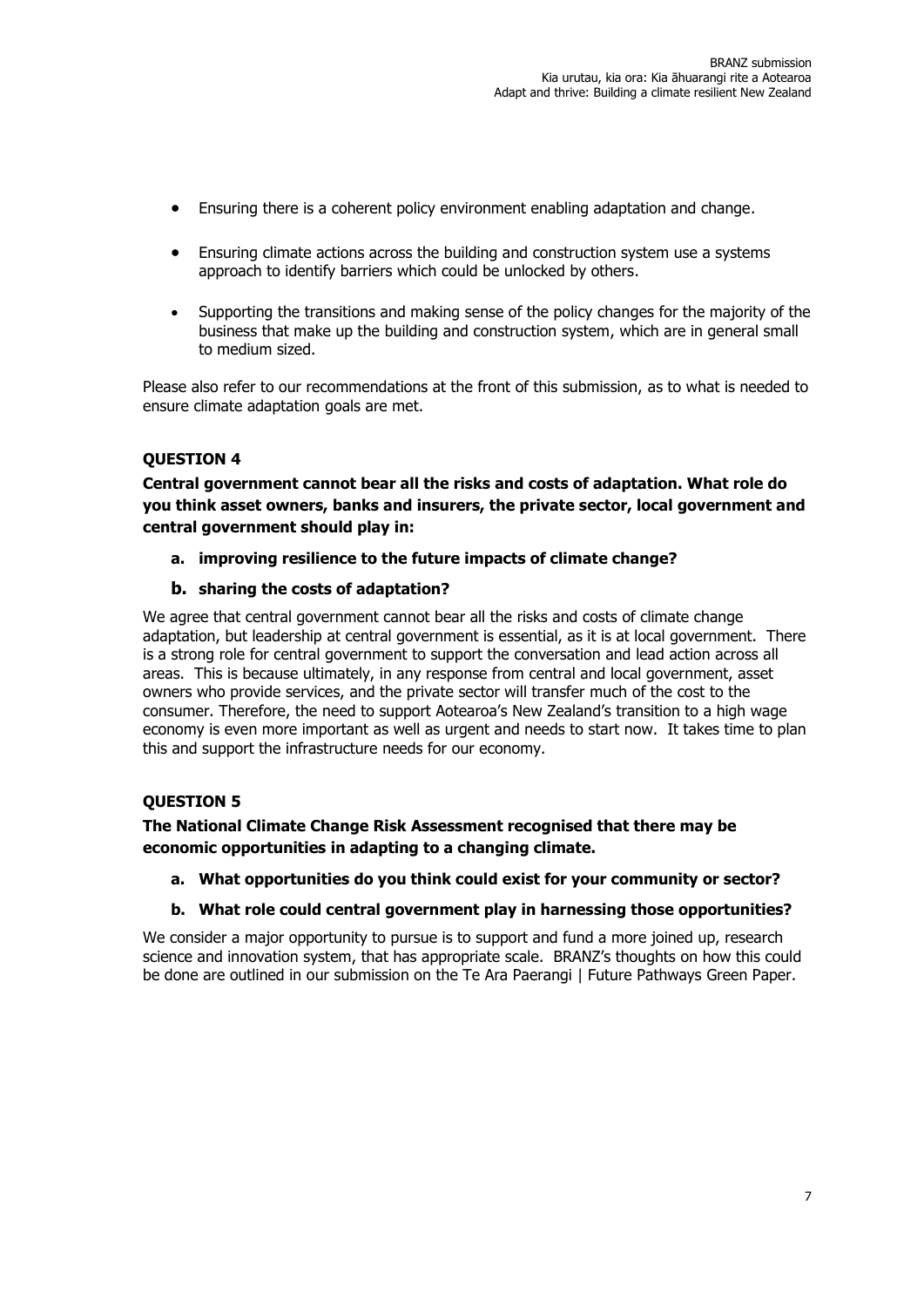- Ensuring there is a coherent policy environment enabling adaptation and change.
- Ensuring climate actions across the building and construction system use a systems approach to identify barriers which could be unlocked by others.
- Supporting the transitions and making sense of the policy changes for the majority of the business that make up the building and construction system, which are in general small to medium sized.

Please also refer to our recommendations at the front of this submission, as to what is needed to ensure climate adaptation goals are met.

### QUESTION 4

**Central government cannot bear all the risks and costs of adaptation. What role do you think asset owners, banks and insurers, the private sector, local government and central government should play in:**

**a. improving resilience to the future impacts of climate change?**

**b. sharing the costs of adaptation?**

We agree that central government cannot bear all the risks and costs of climate change adaptation, but leadership at central government is essential, as it is at local government. There is a strong role for central government to support the conversation and lead action across all areas. This is because ultimately, in any response from central and local government, asset owners who provide services, and the private sector will transfer much of the cost to the consumer. Therefore, the need to support Aotearoa's New Zealand's transition to a high wage economy is even more important as well as urgent and needs to start now. It takes time to plan this and support the infrastructure needs for our economy.

### QUESTION 5

**The National Climate Change Risk Assessment recognised that there may be economic opportunities in adapting to a changing climate.**

**a. What opportunities do you think could exist for your community or sector?**

**b. What role could central government play in harnessing those opportunities?**

We consider a major opportunity to pursue is to support and fund a more joined up, research science and innovation system, that has appropriate scale. BRANZ's thoughts on how this could be done are outlined in our submission on the Te Ara Paerangi | Future Pathways Green Paper.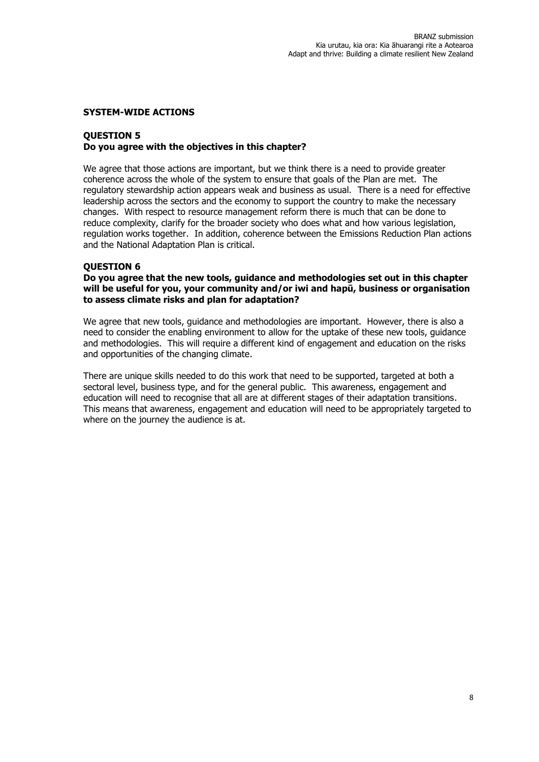## SYSTEM-WIDE ACTIONS

### QUESTION 5
**Do you agree with the objectives in this chapter?**

We agree that those actions are important, but we think there is a need to provide greater coherence across the whole of the system to ensure that goals of the Plan are met. The regulatory stewardship action appears weak and business as usual. There is a need for effective leadership across the sectors and the economy to support the country to make the necessary changes. With respect to resource management reform there is much that can be done to reduce complexity, clarify for the broader society who does what and how various legislation, regulation works together. In addition, coherence between the Emissions Reduction Plan actions and the National Adaptation Plan is critical.

### QUESTION 6
**Do you agree that the new tools, guidance and methodologies set out in this chapter will be useful for you, your community and/or iwi and hapū, business or organisation to assess climate risks and plan for adaptation?**

We agree that new tools, guidance and methodologies are important. However, there is also a need to consider the enabling environment to allow for the uptake of these new tools, guidance and methodologies. This will require a different kind of engagement and education on the risks and opportunities of the changing climate.

There are unique skills needed to do this work that need to be supported, targeted at both a sectoral level, business type, and for the general public. This awareness, engagement and education will need to recognise that all are at different stages of their adaptation transitions. This means that awareness, engagement and education will need to be appropriately targeted to where on the journey the audience is at.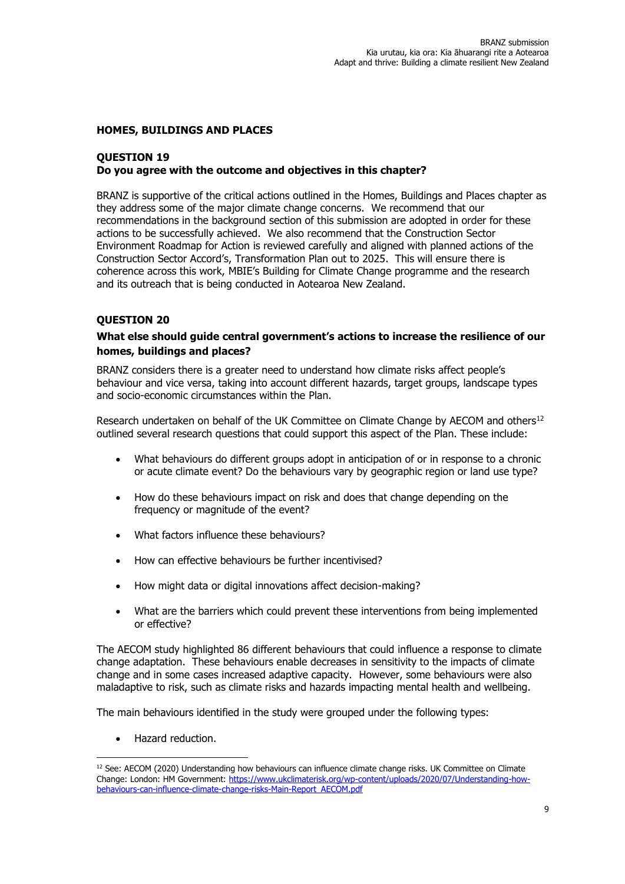## HOMES, BUILDINGS AND PLACES

### QUESTION 19

**Do you agree with the outcome and objectives in this chapter?**

BRANZ is supportive of the critical actions outlined in the Homes, Buildings and Places chapter as they address some of the major climate change concerns. We recommend that our recommendations in the background section of this submission are adopted in order for these actions to be successfully achieved. We also recommend that the Construction Sector Environment Roadmap for Action is reviewed carefully and aligned with planned actions of the Construction Sector Accord's, Transformation Plan out to 2025. This will ensure there is coherence across this work, MBIE's Building for Climate Change programme and the research and its outreach that is being conducted in Aotearoa New Zealand.

### QUESTION 20

**What else should guide central government's actions to increase the resilience of our homes, buildings and places?**

BRANZ considers there is a greater need to understand how climate risks affect people's behaviour and vice versa, taking into account different hazards, target groups, landscape types and socio-economic circumstances within the Plan.

Research undertaken on behalf of the UK Committee on Climate Change by AECOM and others[12] outlined several research questions that could support this aspect of the Plan. These include:

- What behaviours do different groups adopt in anticipation of or in response to a chronic or acute climate event? Do the behaviours vary by geographic region or land use type?
- How do these behaviours impact on risk and does that change depending on the frequency or magnitude of the event?
- What factors influence these behaviours?
- How can effective behaviours be further incentivised?
- How might data or digital innovations affect decision-making?
- What are the barriers which could prevent these interventions from being implemented or effective?

The AECOM study highlighted 86 different behaviours that could influence a response to climate change adaptation. These behaviours enable decreases in sensitivity to the impacts of climate change and in some cases increased adaptive capacity. However, some behaviours were also maladaptive to risk, such as climate risks and hazards impacting mental health and wellbeing.

The main behaviours identified in the study were grouped under the following types:

- Hazard reduction.

[12] See: AECOM (2020) Understanding how behaviours can influence climate change risks. UK Committee on Climate Change: London: HM Government: https://www.ukclimaterisk.org/wp-content/uploads/2020/07/Understanding-how-behaviours-can-influence-climate-change-risks-Main-Report_AECOM.pdf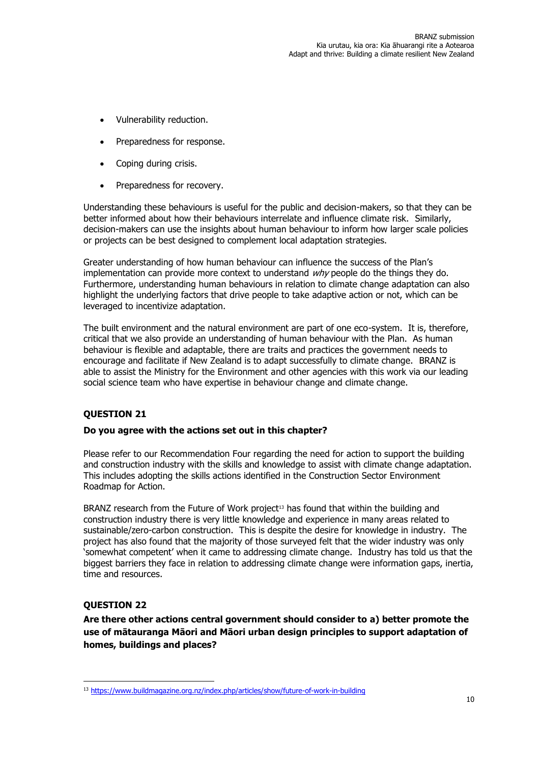- Vulnerability reduction.
- Preparedness for response.
- Coping during crisis.
- Preparedness for recovery.

Understanding these behaviours is useful for the public and decision-makers, so that they can be better informed about how their behaviours interrelate and influence climate risk. Similarly, decision-makers can use the insights about human behaviour to inform how larger scale policies or projects can be best designed to complement local adaptation strategies.

Greater understanding of how human behaviour can influence the success of the Plan's implementation can provide more context to understand *why* people do the things they do. Furthermore, understanding human behaviours in relation to climate change adaptation can also highlight the underlying factors that drive people to take adaptive action or not, which can be leveraged to incentivize adaptation.

The built environment and the natural environment are part of one eco-system. It is, therefore, critical that we also provide an understanding of human behaviour with the Plan. As human behaviour is flexible and adaptable, there are traits and practices the government needs to encourage and facilitate if New Zealand is to adapt successfully to climate change. BRANZ is able to assist the Ministry for the Environment and other agencies with this work via our leading social science team who have expertise in behaviour change and climate change.

## QUESTION 21

**Do you agree with the actions set out in this chapter?**

Please refer to our Recommendation Four regarding the need for action to support the building and construction industry with the skills and knowledge to assist with climate change adaptation. This includes adopting the skills actions identified in the Construction Sector Environment Roadmap for Action.

BRANZ research from the Future of Work project[13] has found that within the building and construction industry there is very little knowledge and experience in many areas related to sustainable/zero-carbon construction. This is despite the desire for knowledge in industry. The project has also found that the majority of those surveyed felt that the wider industry was only 'somewhat competent' when it came to addressing climate change. Industry has told us that the biggest barriers they face in relation to addressing climate change were information gaps, inertia, time and resources.

## QUESTION 22

**Are there other actions central government should consider to a) better promote the use of mātauranga Māori and Māori urban design principles to support adaptation of homes, buildings and places?**

[13] https://www.buildmagazine.org.nz/index.php/articles/show/future-of-work-in-building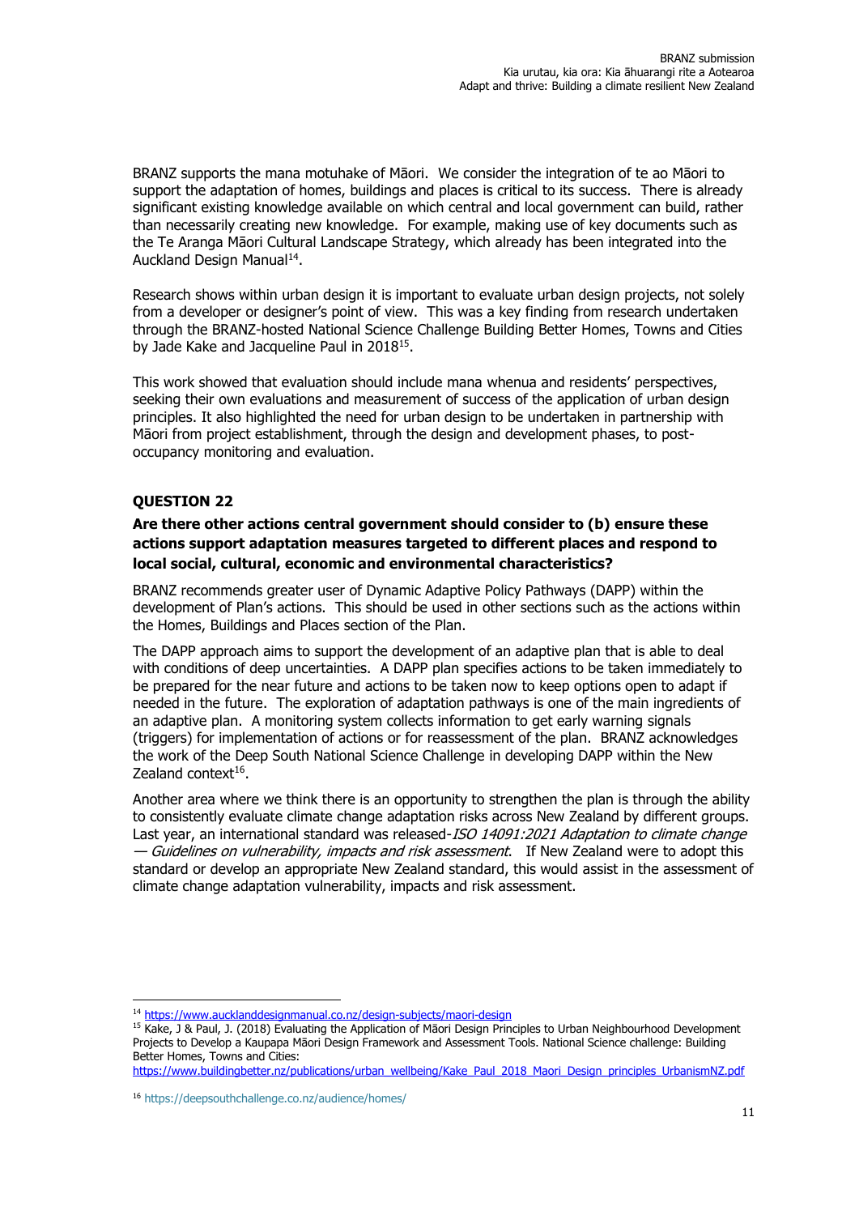BRANZ supports the mana motuhake of Māori. We consider the integration of te ao Māori to support the adaptation of homes, buildings and places is critical to its success. There is already significant existing knowledge available on which central and local government can build, rather than necessarily creating new knowledge. For example, making use of key documents such as the Te Aranga Māori Cultural Landscape Strategy, which already has been integrated into the Auckland Design Manual[14].

Research shows within urban design it is important to evaluate urban design projects, not solely from a developer or designer's point of view. This was a key finding from research undertaken through the BRANZ-hosted National Science Challenge Building Better Homes, Towns and Cities by Jade Kake and Jacqueline Paul in 2018[15].

This work showed that evaluation should include mana whenua and residents' perspectives, seeking their own evaluations and measurement of success of the application of urban design principles. It also highlighted the need for urban design to be undertaken in partnership with Māori from project establishment, through the design and development phases, to post-occupancy monitoring and evaluation.

## QUESTION 22

**Are there other actions central government should consider to (b) ensure these actions support adaptation measures targeted to different places and respond to local social, cultural, economic and environmental characteristics?**

BRANZ recommends greater user of Dynamic Adaptive Policy Pathways (DAPP) within the development of Plan's actions. This should be used in other sections such as the actions within the Homes, Buildings and Places section of the Plan.

The DAPP approach aims to support the development of an adaptive plan that is able to deal with conditions of deep uncertainties. A DAPP plan specifies actions to be taken immediately to be prepared for the near future and actions to be taken now to keep options open to adapt if needed in the future. The exploration of adaptation pathways is one of the main ingredients of an adaptive plan. A monitoring system collects information to get early warning signals (triggers) for implementation of actions or for reassessment of the plan. BRANZ acknowledges the work of the Deep South National Science Challenge in developing DAPP within the New Zealand context[16].

Another area where we think there is an opportunity to strengthen the plan is through the ability to consistently evaluate climate change adaptation risks across New Zealand by different groups. Last year, an international standard was released-*ISO 14091:2021 Adaptation to climate change — Guidelines on vulnerability, impacts and risk assessment*. If New Zealand were to adopt this standard or develop an appropriate New Zealand standard, this would assist in the assessment of climate change adaptation vulnerability, impacts and risk assessment.

---

[14] https://www.aucklanddesignmanual.co.nz/design-subjects/maori-design

[15] Kake, J & Paul, J. (2018) Evaluating the Application of Māori Design Principles to Urban Neighbourhood Development Projects to Develop a Kaupapa Māori Design Framework and Assessment Tools. National Science challenge: Building Better Homes, Towns and Cities: https://www.buildingbetter.nz/publications/urban_wellbeing/Kake_Paul_2018_Maori_Design_principles_UrbanismNZ.pdf

[16] https://deepsouthchallenge.co.nz/audience/homes/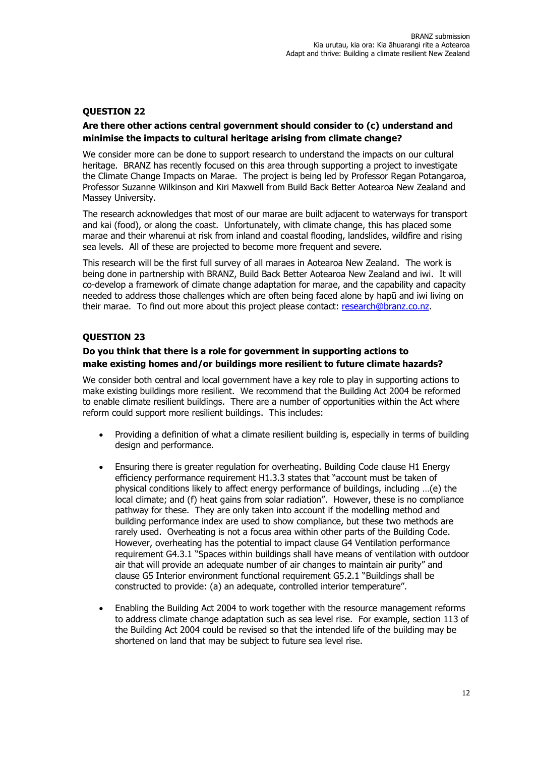## QUESTION 22

### Are there other actions central government should consider to (c) understand and minimise the impacts to cultural heritage arising from climate change?

We consider more can be done to support research to understand the impacts on our cultural heritage. BRANZ has recently focused on this area through supporting a project to investigate the Climate Change Impacts on Marae. The project is being led by Professor Regan Potangaroa, Professor Suzanne Wilkinson and Kiri Maxwell from Build Back Better Aotearoa New Zealand and Massey University.

The research acknowledges that most of our marae are built adjacent to waterways for transport and kai (food), or along the coast. Unfortunately, with climate change, this has placed some marae and their wharenui at risk from inland and coastal flooding, landslides, wildfire and rising sea levels. All of these are projected to become more frequent and severe.

This research will be the first full survey of all maraes in Aotearoa New Zealand. The work is being done in partnership with BRANZ, Build Back Better Aotearoa New Zealand and iwi. It will co-develop a framework of climate change adaptation for marae, and the capability and capacity needed to address those challenges which are often being faced alone by hapū and iwi living on their marae. To find out more about this project please contact: research@branz.co.nz.

## QUESTION 23

### Do you think that there is a role for government in supporting actions to make existing homes and/or buildings more resilient to future climate hazards?

We consider both central and local government have a key role to play in supporting actions to make existing buildings more resilient. We recommend that the Building Act 2004 be reformed to enable climate resilient buildings. There are a number of opportunities within the Act where reform could support more resilient buildings. This includes:

- Providing a definition of what a climate resilient building is, especially in terms of building design and performance.
- Ensuring there is greater regulation for overheating. Building Code clause H1 Energy efficiency performance requirement H1.3.3 states that "account must be taken of physical conditions likely to affect energy performance of buildings, including …(e) the local climate; and (f) heat gains from solar radiation". However, these is no compliance pathway for these. They are only taken into account if the modelling method and building performance index are used to show compliance, but these two methods are rarely used. Overheating is not a focus area within other parts of the Building Code. However, overheating has the potential to impact clause G4 Ventilation performance requirement G4.3.1 "Spaces within buildings shall have means of ventilation with outdoor air that will provide an adequate number of air changes to maintain air purity" and clause G5 Interior environment functional requirement G5.2.1 "Buildings shall be constructed to provide: (a) an adequate, controlled interior temperature".
- Enabling the Building Act 2004 to work together with the resource management reforms to address climate change adaptation such as sea level rise. For example, section 113 of the Building Act 2004 could be revised so that the intended life of the building may be shortened on land that may be subject to future sea level rise.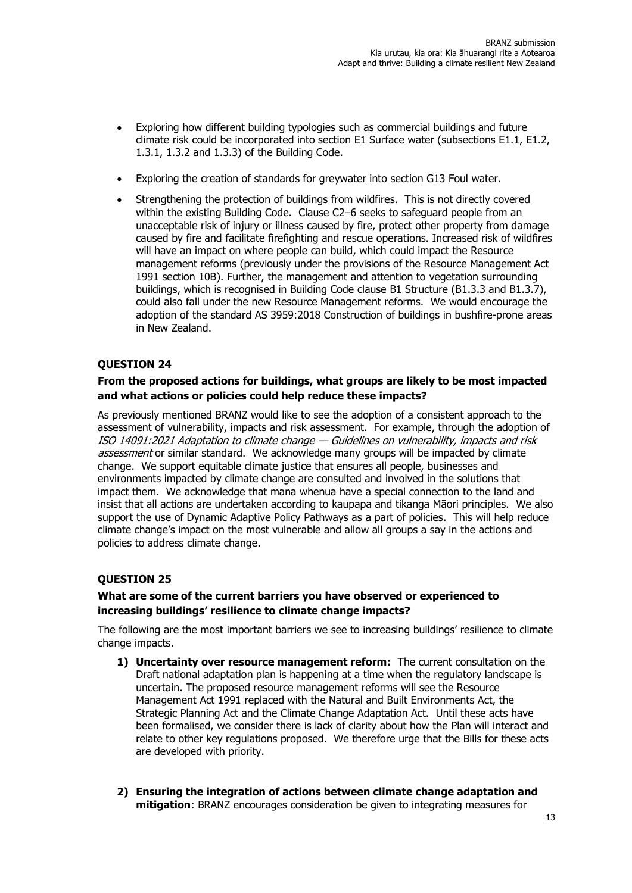- Exploring how different building typologies such as commercial buildings and future climate risk could be incorporated into section E1 Surface water (subsections E1.1, E1.2, 1.3.1, 1.3.2 and 1.3.3) of the Building Code.
- Exploring the creation of standards for greywater into section G13 Foul water.
- Strengthening the protection of buildings from wildfires. This is not directly covered within the existing Building Code. Clause C2–6 seeks to safeguard people from an unacceptable risk of injury or illness caused by fire, protect other property from damage caused by fire and facilitate firefighting and rescue operations. Increased risk of wildfires will have an impact on where people can build, which could impact the Resource management reforms (previously under the provisions of the Resource Management Act 1991 section 10B). Further, the management and attention to vegetation surrounding buildings, which is recognised in Building Code clause B1 Structure (B1.3.3 and B1.3.7), could also fall under the new Resource Management reforms. We would encourage the adoption of the standard AS 3959:2018 Construction of buildings in bushfire-prone areas in New Zealand.

## QUESTION 24

### From the proposed actions for buildings, what groups are likely to be most impacted and what actions or policies could help reduce these impacts?

As previously mentioned BRANZ would like to see the adoption of a consistent approach to the assessment of vulnerability, impacts and risk assessment. For example, through the adoption of *ISO 14091:2021 Adaptation to climate change — Guidelines on vulnerability, impacts and risk assessment* or similar standard. We acknowledge many groups will be impacted by climate change. We support equitable climate justice that ensures all people, businesses and environments impacted by climate change are consulted and involved in the solutions that impact them. We acknowledge that mana whenua have a special connection to the land and insist that all actions are undertaken according to kaupapa and tikanga Māori principles. We also support the use of Dynamic Adaptive Policy Pathways as a part of policies. This will help reduce climate change's impact on the most vulnerable and allow all groups a say in the actions and policies to address climate change.

## QUESTION 25

### What are some of the current barriers you have observed or experienced to increasing buildings' resilience to climate change impacts?

The following are the most important barriers we see to increasing buildings' resilience to climate change impacts.

1) **Uncertainty over resource management reform:** The current consultation on the Draft national adaptation plan is happening at a time when the regulatory landscape is uncertain. The proposed resource management reforms will see the Resource Management Act 1991 replaced with the Natural and Built Environments Act, the Strategic Planning Act and the Climate Change Adaptation Act. Until these acts have been formalised, we consider there is lack of clarity about how the Plan will interact and relate to other key regulations proposed. We therefore urge that the Bills for these acts are developed with priority.

2) **Ensuring the integration of actions between climate change adaptation and mitigation**: BRANZ encourages consideration be given to integrating measures for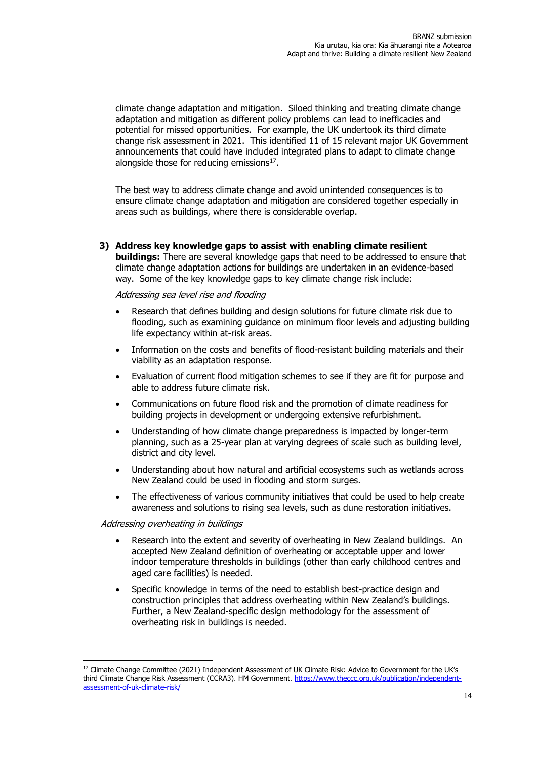climate change adaptation and mitigation. Siloed thinking and treating climate change adaptation and mitigation as different policy problems can lead to inefficacies and potential for missed opportunities. For example, the UK undertook its third climate change risk assessment in 2021. This identified 11 of 15 relevant major UK Government announcements that could have included integrated plans to adapt to climate change alongside those for reducing emissions[17].

The best way to address climate change and avoid unintended consequences is to ensure climate change adaptation and mitigation are considered together especially in areas such as buildings, where there is considerable overlap.

3) **Address key knowledge gaps to assist with enabling climate resilient buildings:** There are several knowledge gaps that need to be addressed to ensure that climate change adaptation actions for buildings are undertaken in an evidence-based way. Some of the key knowledge gaps to key climate change risk include:

*Addressing sea level rise and flooding*

- Research that defines building and design solutions for future climate risk due to flooding, such as examining guidance on minimum floor levels and adjusting building life expectancy within at-risk areas.
- Information on the costs and benefits of flood-resistant building materials and their viability as an adaptation response.
- Evaluation of current flood mitigation schemes to see if they are fit for purpose and able to address future climate risk.
- Communications on future flood risk and the promotion of climate readiness for building projects in development or undergoing extensive refurbishment.
- Understanding of how climate change preparedness is impacted by longer-term planning, such as a 25-year plan at varying degrees of scale such as building level, district and city level.
- Understanding about how natural and artificial ecosystems such as wetlands across New Zealand could be used in flooding and storm surges.
- The effectiveness of various community initiatives that could be used to help create awareness and solutions to rising sea levels, such as dune restoration initiatives.

*Addressing overheating in buildings*

- Research into the extent and severity of overheating in New Zealand buildings. An accepted New Zealand definition of overheating or acceptable upper and lower indoor temperature thresholds in buildings (other than early childhood centres and aged care facilities) is needed.
- Specific knowledge in terms of the need to establish best-practice design and construction principles that address overheating within New Zealand's buildings. Further, a New Zealand-specific design methodology for the assessment of overheating risk in buildings is needed.

[17] Climate Change Committee (2021) Independent Assessment of UK Climate Risk: Advice to Government for the UK's third Climate Change Risk Assessment (CCRA3). HM Government. https://www.theccc.org.uk/publication/independent-assessment-of-uk-climate-risk/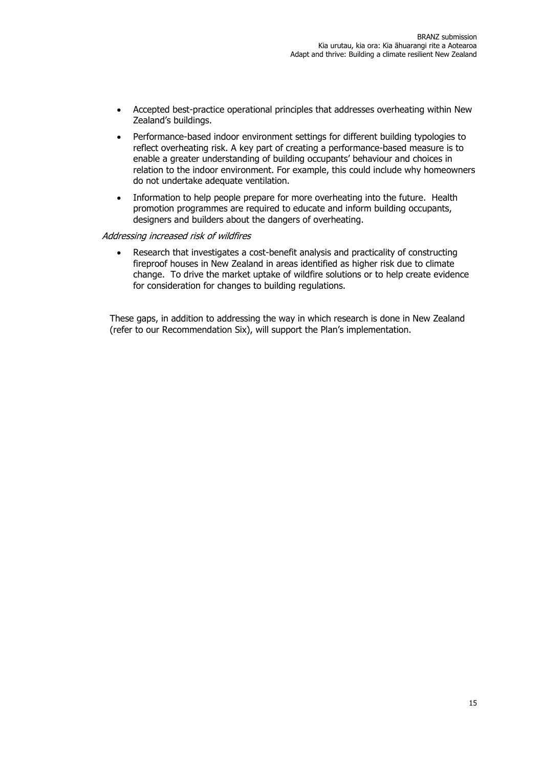- Accepted best-practice operational principles that addresses overheating within New Zealand's buildings.
- Performance-based indoor environment settings for different building typologies to reflect overheating risk. A key part of creating a performance-based measure is to enable a greater understanding of building occupants' behaviour and choices in relation to the indoor environment. For example, this could include why homeowners do not undertake adequate ventilation.
- Information to help people prepare for more overheating into the future. Health promotion programmes are required to educate and inform building occupants, designers and builders about the dangers of overheating.

*Addressing increased risk of wildfires*

- Research that investigates a cost-benefit analysis and practicality of constructing fireproof houses in New Zealand in areas identified as higher risk due to climate change. To drive the market uptake of wildfire solutions or to help create evidence for consideration for changes to building regulations.

These gaps, in addition to addressing the way in which research is done in New Zealand (refer to our Recommendation Six), will support the Plan's implementation.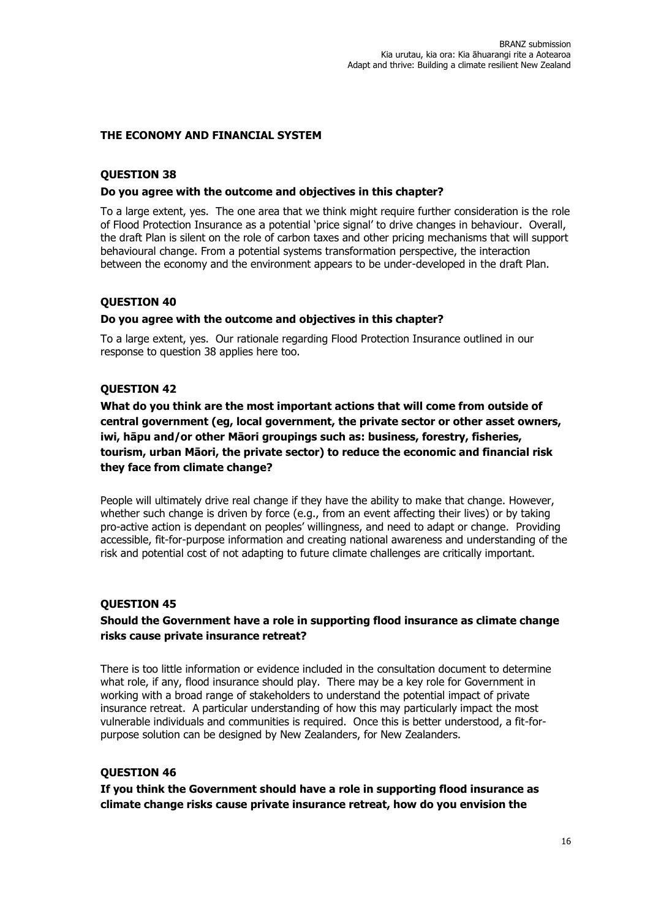## THE ECONOMY AND FINANCIAL SYSTEM

### QUESTION 38

**Do you agree with the outcome and objectives in this chapter?**

To a large extent, yes. The one area that we think might require further consideration is the role of Flood Protection Insurance as a potential 'price signal' to drive changes in behaviour. Overall, the draft Plan is silent on the role of carbon taxes and other pricing mechanisms that will support behavioural change. From a potential systems transformation perspective, the interaction between the economy and the environment appears to be under-developed in the draft Plan.

### QUESTION 40

**Do you agree with the outcome and objectives in this chapter?**

To a large extent, yes. Our rationale regarding Flood Protection Insurance outlined in our response to question 38 applies here too.

### QUESTION 42

**What do you think are the most important actions that will come from outside of central government (eg, local government, the private sector or other asset owners, iwi, hāpu and/or other Māori groupings such as: business, forestry, fisheries, tourism, urban Māori, the private sector) to reduce the economic and financial risk they face from climate change?**

People will ultimately drive real change if they have the ability to make that change. However, whether such change is driven by force (e.g., from an event affecting their lives) or by taking pro-active action is dependant on peoples' willingness, and need to adapt or change. Providing accessible, fit-for-purpose information and creating national awareness and understanding of the risk and potential cost of not adapting to future climate challenges are critically important.

### QUESTION 45

**Should the Government have a role in supporting flood insurance as climate change risks cause private insurance retreat?**

There is too little information or evidence included in the consultation document to determine what role, if any, flood insurance should play. There may be a key role for Government in working with a broad range of stakeholders to understand the potential impact of private insurance retreat. A particular understanding of how this may particularly impact the most vulnerable individuals and communities is required. Once this is better understood, a fit-for-purpose solution can be designed by New Zealanders, for New Zealanders.

### QUESTION 46

**If you think the Government should have a role in supporting flood insurance as climate change risks cause private insurance retreat, how do you envision the**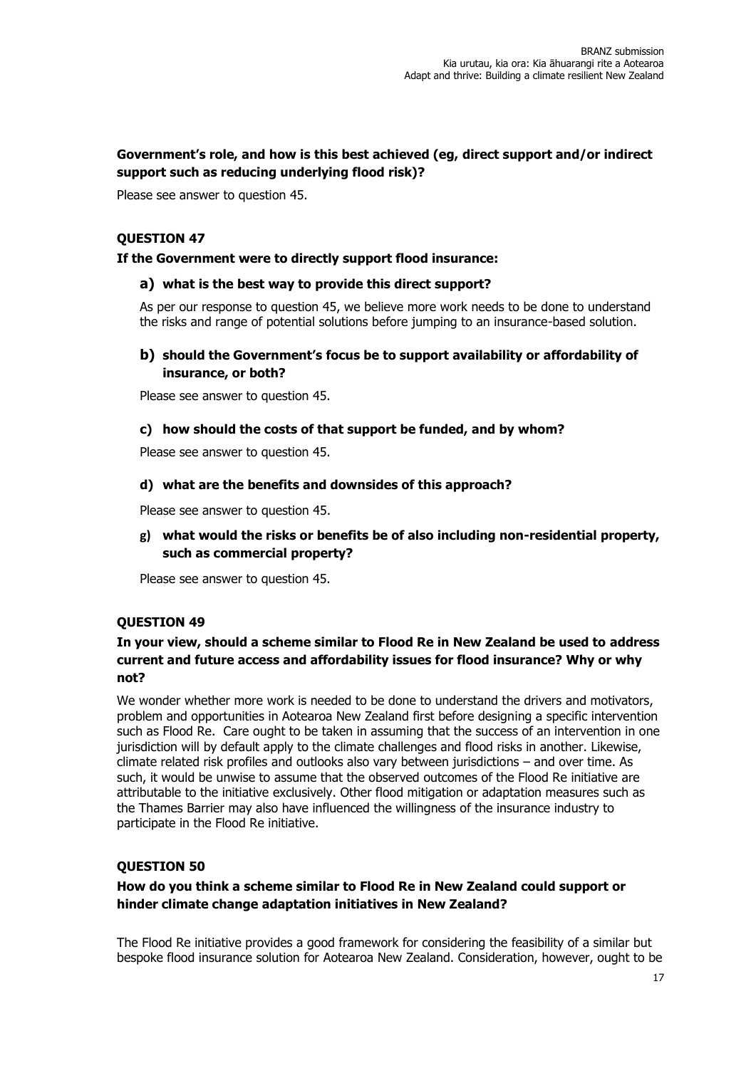**Government's role, and how is this best achieved (eg, direct support and/or indirect support such as reducing underlying flood risk)?**

Please see answer to question 45.

### QUESTION 47

**If the Government were to directly support flood insurance:**

**a) what is the best way to provide this direct support?**

As per our response to question 45, we believe more work needs to be done to understand the risks and range of potential solutions before jumping to an insurance-based solution.

**b) should the Government's focus be to support availability or affordability of insurance, or both?**

Please see answer to question 45.

**c) how should the costs of that support be funded, and by whom?**

Please see answer to question 45.

**d) what are the benefits and downsides of this approach?**

Please see answer to question 45.

**g) what would the risks or benefits be of also including non-residential property, such as commercial property?**

Please see answer to question 45.

### QUESTION 49

**In your view, should a scheme similar to Flood Re in New Zealand be used to address current and future access and affordability issues for flood insurance? Why or why not?**

We wonder whether more work is needed to be done to understand the drivers and motivators, problem and opportunities in Aotearoa New Zealand first before designing a specific intervention such as Flood Re. Care ought to be taken in assuming that the success of an intervention in one jurisdiction will by default apply to the climate challenges and flood risks in another. Likewise, climate related risk profiles and outlooks also vary between jurisdictions – and over time. As such, it would be unwise to assume that the observed outcomes of the Flood Re initiative are attributable to the initiative exclusively. Other flood mitigation or adaptation measures such as the Thames Barrier may also have influenced the willingness of the insurance industry to participate in the Flood Re initiative.

### QUESTION 50

**How do you think a scheme similar to Flood Re in New Zealand could support or hinder climate change adaptation initiatives in New Zealand?**

The Flood Re initiative provides a good framework for considering the feasibility of a similar but bespoke flood insurance solution for Aotearoa New Zealand. Consideration, however, ought to be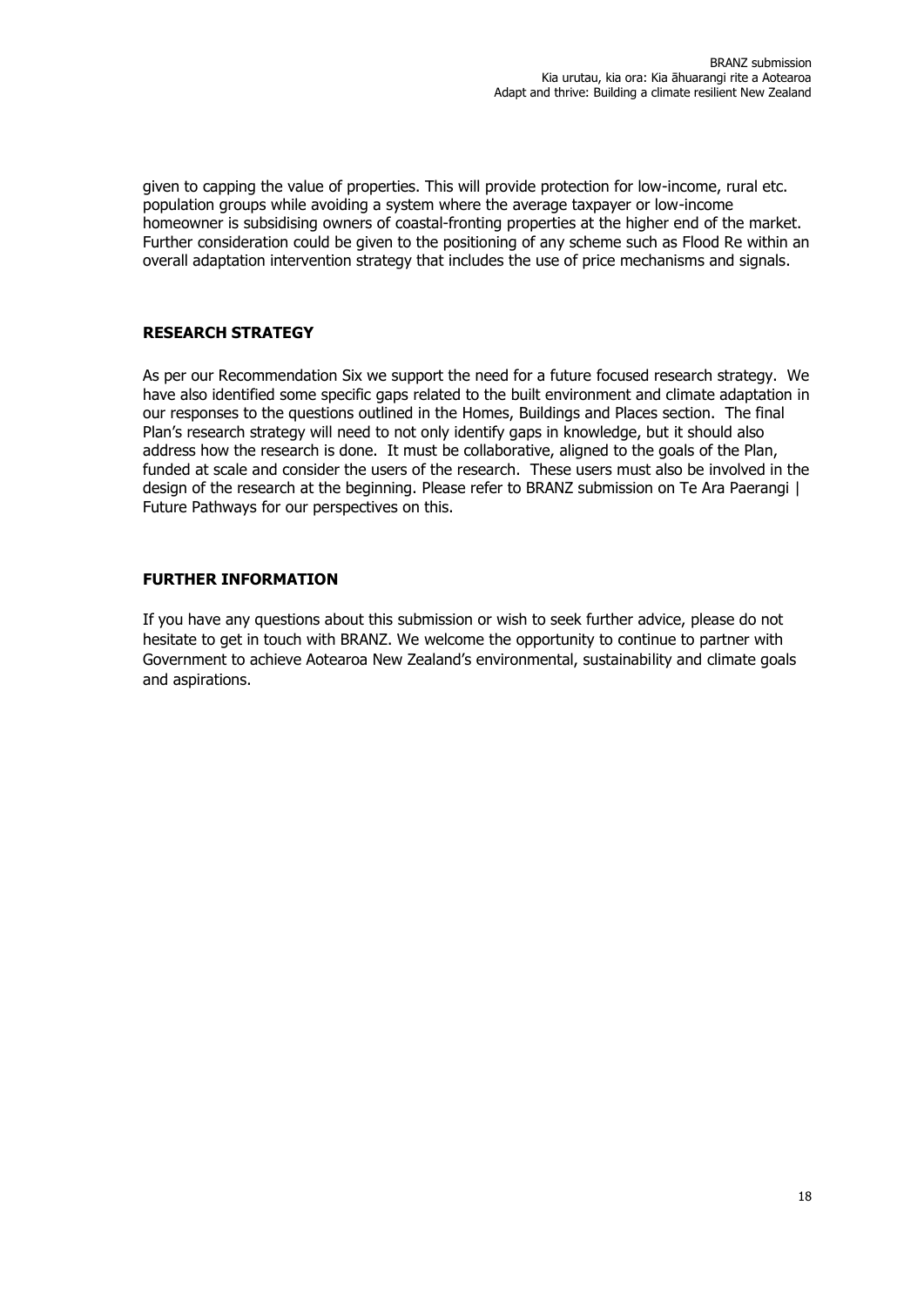given to capping the value of properties. This will provide protection for low-income, rural etc. population groups while avoiding a system where the average taxpayer or low-income homeowner is subsidising owners of coastal-fronting properties at the higher end of the market. Further consideration could be given to the positioning of any scheme such as Flood Re within an overall adaptation intervention strategy that includes the use of price mechanisms and signals.

## RESEARCH STRATEGY

As per our Recommendation Six we support the need for a future focused research strategy. We have also identified some specific gaps related to the built environment and climate adaptation in our responses to the questions outlined in the Homes, Buildings and Places section. The final Plan's research strategy will need to not only identify gaps in knowledge, but it should also address how the research is done. It must be collaborative, aligned to the goals of the Plan, funded at scale and consider the users of the research. These users must also be involved in the design of the research at the beginning. Please refer to BRANZ submission on Te Ara Paerangi | Future Pathways for our perspectives on this.

## FURTHER INFORMATION

If you have any questions about this submission or wish to seek further advice, please do not hesitate to get in touch with BRANZ. We welcome the opportunity to continue to partner with Government to achieve Aotearoa New Zealand's environmental, sustainability and climate goals and aspirations.